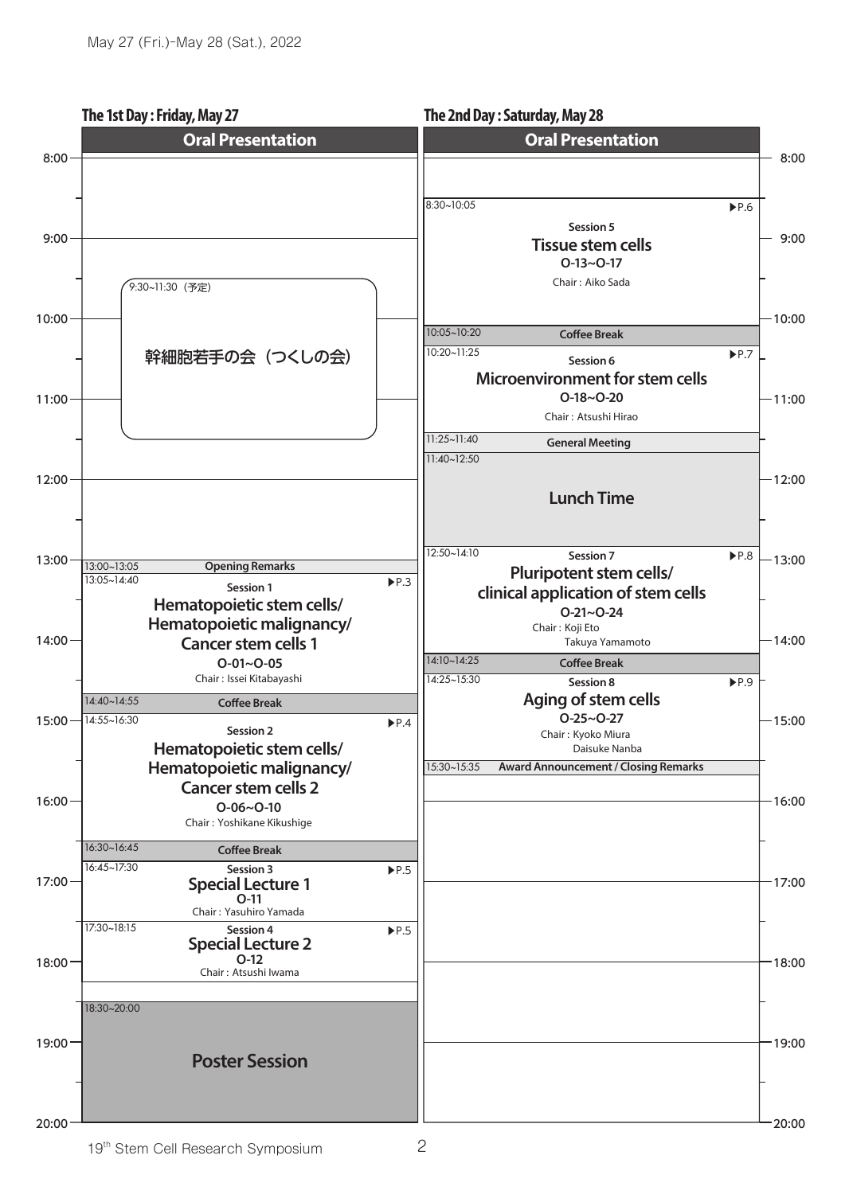May 27 (Fri.)-May 28 (Sat.), 2022

## The 1st Day : Friday, May 27

### Oral Presentation

| Time | Program |
|---|---|
| 9:30~11:30（予定） | 幹細胞若手の会（つくしの会） |
| 13:00~13:05 | **Opening Remarks** |
| 13:05~14:40 | **Session 1** ▶P.3<br>**Hematopoietic stem cells/ Hematopoietic malignancy/ Cancer stem cells 1**<br>O-01~O-05<br>Chair : Issei Kitabayashi |
| 14:40~14:55 | **Coffee Break** |
| 14:55~16:30 | **Session 2** ▶P.4<br>**Hematopoietic stem cells/ Hematopoietic malignancy/ Cancer stem cells 2**<br>O-06~O-10<br>Chair : Yoshikane Kikushige |
| 16:30~16:45 | **Coffee Break** |
| 16:45~17:30 | **Session 3** ▶P.5<br>**Special Lecture 1**<br>O-11<br>Chair : Yasuhiro Yamada |
| 17:30~18:15 | **Session 4** ▶P.5<br>**Special Lecture 2**<br>O-12<br>Chair : Atsushi Iwama |
| 18:30~20:00 | **Poster Session** |

## The 2nd Day : Saturday, May 28

### Oral Presentation

| Time | Program |
|---|---|
| 8:30~10:05 | **Session 5** ▶P.6<br>**Tissue stem cells**<br>O-13~O-17<br>Chair : Aiko Sada |
| 10:05~10:20 | **Coffee Break** |
| 10:20~11:25 | **Session 6** ▶P.7<br>**Microenvironment for stem cells**<br>O-18~O-20<br>Chair : Atsushi Hirao |
| 11:25~11:40 | **General Meeting** |
| 11:40~12:50 | **Lunch Time** |
| 12:50~14:10 | **Session 7** ▶P.8<br>**Pluripotent stem cells/ clinical application of stem cells**<br>O-21~O-24<br>Chair : Koji Eto<br>Takuya Yamamoto |
| 14:10~14:25 | **Coffee Break** |
| 14:25~15:30 | **Session 8** ▶P.9<br>**Aging of stem cells**<br>O-25~O-27<br>Chair : Kyoko Miura<br>Daisuke Nanba |
| 15:30~15:35 | **Award Announcement / Closing Remarks** |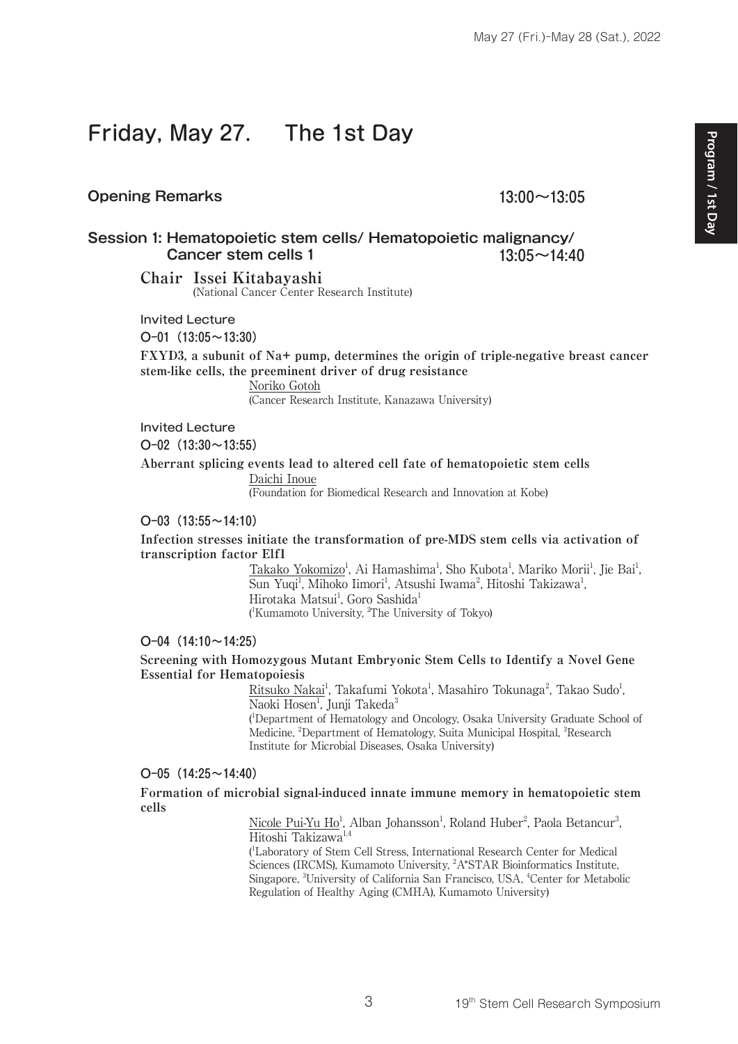# Friday, May 27.　The 1st Day

## Opening Remarks　13:00～13:05

## Session 1: Hematopoietic stem cells/ Hematopoietic malignancy/ Cancer stem cells 1　13:05～14:40

**Chair　Issei Kitabayashi**
(National Cancer Center Research Institute)

Invited Lecture

### O-01（13:05～13:30）

**FXYD3, a subunit of Na+ pump, determines the origin of triple-negative breast cancer stem-like cells, the preeminent driver of drug resistance**

Noriko Gotoh
(Cancer Research Institute, Kanazawa University)

Invited Lecture

### O-02（13:30～13:55）

**Aberrant splicing events lead to altered cell fate of hematopoietic stem cells**

Daichi Inoue
(Foundation for Biomedical Research and Innovation at Kobe)

### O-03（13:55～14:10）

**Infection stresses initiate the transformation of pre-MDS stem cells via activation of transcription factor Elf1**

Takako Yokomizo[1], Ai Hamashima[1], Sho Kubota[1], Mariko Morii[1], Jie Bai[1], Sun Yuqi[1], Mihoko Iimori[1], Atsushi Iwama[2], Hitoshi Takizawa[1], Hirotaka Matsui[1], Goro Sashida[1]
([1]Kumamoto University, [2]The University of Tokyo)

### O-04（14:10～14:25）

**Screening with Homozygous Mutant Embryonic Stem Cells to Identify a Novel Gene Essential for Hematopoiesis**

Ritsuko Nakai[1], Takafumi Yokota[1], Masahiro Tokunaga[2], Takao Sudo[1], Naoki Hosen[1], Junji Takeda[3]
([1]Department of Hematology and Oncology, Osaka University Graduate School of Medicine, [2]Department of Hematology, Suita Municipal Hospital, [3]Research Institute for Microbial Diseases, Osaka University)

### O-05（14:25～14:40）

**Formation of microbial signal-induced innate immune memory in hematopoietic stem cells**

Nicole Pui-Yu Ho[1], Alban Johansson[1], Roland Huber[2], Paola Betancur[3], Hitoshi Takizawa[1,4]
([1]Laboratory of Stem Cell Stress, International Research Center for Medical Sciences (IRCMS), Kumamoto University, [2]A*STAR Bioinformatics Institute, Singapore, [3]University of California San Francisco, USA, [4]Center for Metabolic Regulation of Healthy Aging (CMHA), Kumamoto University)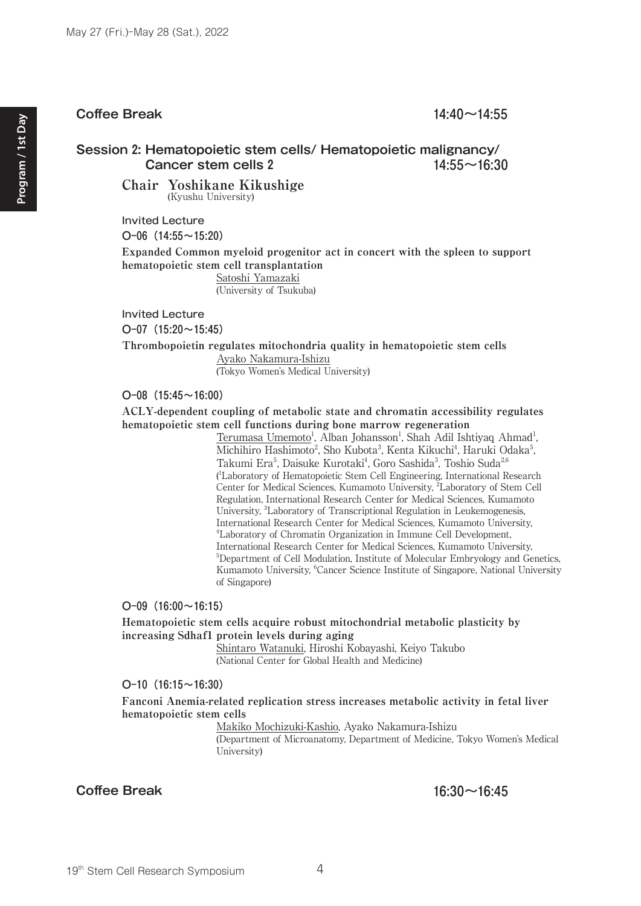## Coffee Break 14:40～14:55

## Session 2: Hematopoietic stem cells/ Hematopoietic malignancy/ Cancer stem cells 2 14:55～16:30

**Chair Yoshikane Kikushige**
(Kyushu University)

Invited Lecture

**O-06 (14:55～15:20)**

**Expanded Common myeloid progenitor act in concert with the spleen to support hematopoietic stem cell transplantation**

Satoshi Yamazaki
(University of Tsukuba)

Invited Lecture

**O-07 (15:20～15:45)**

**Thrombopoietin regulates mitochondria quality in hematopoietic stem cells**

Ayako Nakamura-Ishizu
(Tokyo Women's Medical University)

**O-08 (15:45～16:00)**

**ACLY-dependent coupling of metabolic state and chromatin accessibility regulates hematopoietic stem cell functions during bone marrow regeneration**

Terumasa Umemoto[1], Alban Johansson[1], Shah Adil Ishtiyaq Ahmad[1], Michihiro Hashimoto[2], Sho Kubota[3], Kenta Kikuchi[4], Haruki Odaka[5], Takumi Era[5], Daisuke Kurotaki[4], Goro Sashida[3], Toshio Suda[2,6]
([1]Laboratory of Hematopoietic Stem Cell Engineering, International Research Center for Medical Sciences, Kumamoto University, [2]Laboratory of Stem Cell Regulation, International Research Center for Medical Sciences, Kumamoto University, [3]Laboratory of Transcriptional Regulation in Leukemogenesis, International Research Center for Medical Sciences, Kumamoto University, [4]Laboratory of Chromatin Organization in Immune Cell Development, International Research Center for Medical Sciences, Kumamoto University, [5]Department of Cell Modulation, Institute of Molecular Embryology and Genetics, Kumamoto University, [6]Cancer Science Institute of Singapore, National University of Singapore)

**O-09 (16:00～16:15)**

**Hematopoietic stem cells acquire robust mitochondrial metabolic plasticity by increasing Sdhaf1 protein levels during aging**

Shintaro Watanuki, Hiroshi Kobayashi, Keiyo Takubo
(National Center for Global Health and Medicine)

**O-10 (16:15～16:30)**

**Fanconi Anemia-related replication stress increases metabolic activity in fetal liver hematopoietic stem cells**

Makiko Mochizuki-Kashio, Ayako Nakamura-Ishizu
(Department of Microanatomy, Department of Medicine, Tokyo Women's Medical University)

## Coffee Break 16:30～16:45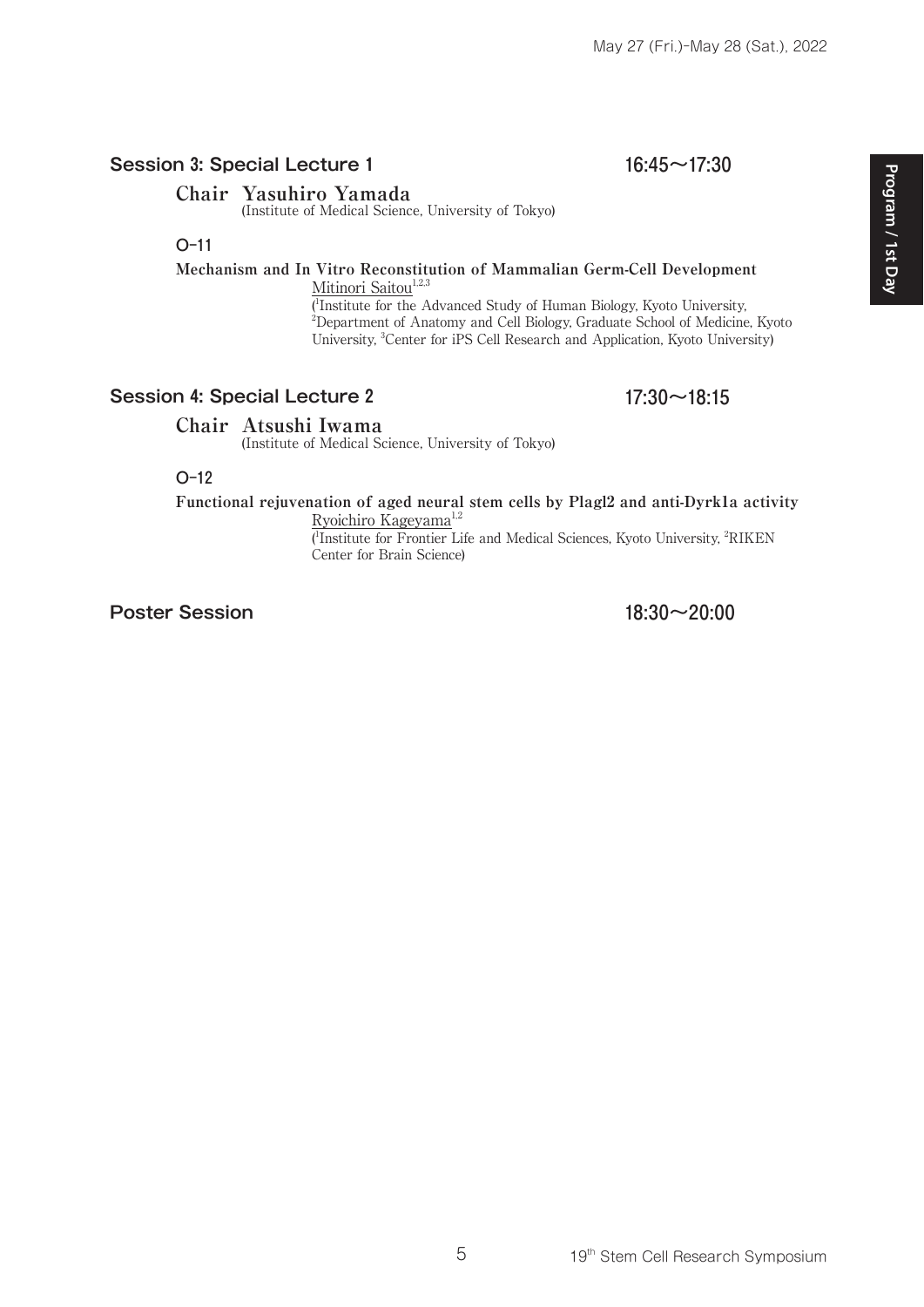## Session 3: Special Lecture 1 16:45～17:30

**Chair Yasuhiro Yamada**
(Institute of Medical Science, University of Tokyo)

### O-11

**Mechanism and In Vitro Reconstitution of Mammalian Germ-Cell Development**

Mitinori Saitou[1,2,3]

([1]Institute for the Advanced Study of Human Biology, Kyoto University, [2]Department of Anatomy and Cell Biology, Graduate School of Medicine, Kyoto University, [3]Center for iPS Cell Research and Application, Kyoto University)

## Session 4: Special Lecture 2 17:30～18:15

**Chair Atsushi Iwama**
(Institute of Medical Science, University of Tokyo)

### O-12

**Functional rejuvenation of aged neural stem cells by Plagl2 and anti-Dyrk1a activity**

Ryoichiro Kageyama[1,2]

([1]Institute for Frontier Life and Medical Sciences, Kyoto University, [2]RIKEN Center for Brain Science)

## Poster Session 18:30～20:00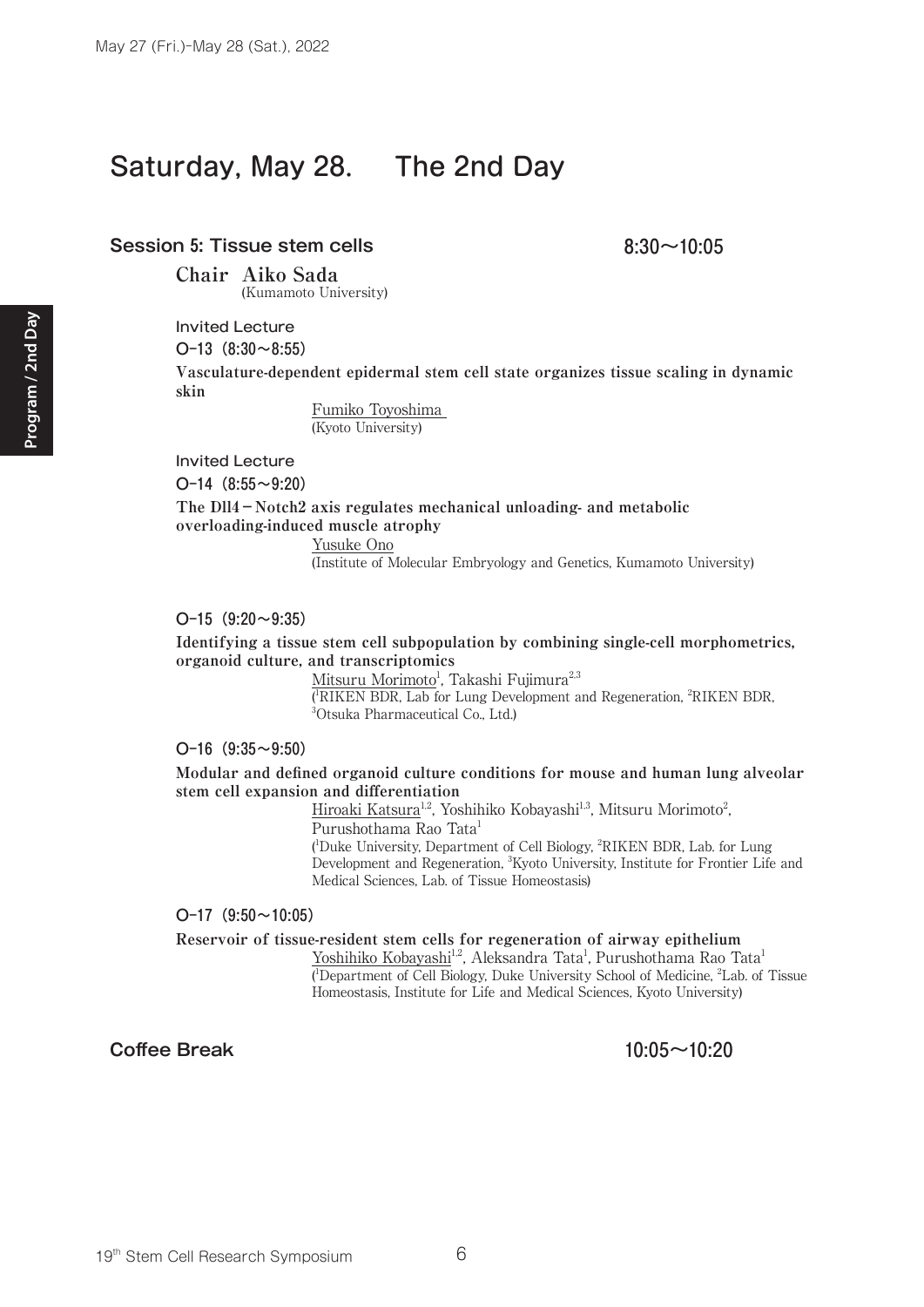# Saturday, May 28.　The 2nd Day

## Session 5: Tissue stem cells　8:30～10:05

**Chair　Aiko Sada**
(Kumamoto University)

Invited Lecture

**O-13（8:30～8:55）**

**Vasculature-dependent epidermal stem cell state organizes tissue scaling in dynamic skin**

Fumiko Toyoshima
(Kyoto University)

Invited Lecture

**O-14（8:55～9:20）**

**The Dll4－Notch2 axis regulates mechanical unloading- and metabolic overloading-induced muscle atrophy**

Yusuke Ono
(Institute of Molecular Embryology and Genetics, Kumamoto University)

**O-15（9:20～9:35）**

**Identifying a tissue stem cell subpopulation by combining single-cell morphometrics, organoid culture, and transcriptomics**

Mitsuru Morimoto[1], Takashi Fujimura[2,3]
([1]RIKEN BDR, Lab for Lung Development and Regeneration, [2]RIKEN BDR, [3]Otsuka Pharmaceutical Co., Ltd.)

**O-16（9:35～9:50）**

**Modular and defined organoid culture conditions for mouse and human lung alveolar stem cell expansion and differentiation**

Hiroaki Katsura[1,2], Yoshihiko Kobayashi[1,3], Mitsuru Morimoto[2], Purushothama Rao Tata[1]
([1]Duke University, Department of Cell Biology, [2]RIKEN BDR, Lab. for Lung Development and Regeneration, [3]Kyoto University, Institute for Frontier Life and Medical Sciences, Lab. of Tissue Homeostasis)

**O-17（9:50～10:05）**

**Reservoir of tissue-resident stem cells for regeneration of airway epithelium**

Yoshihiko Kobayashi[1,2], Aleksandra Tata[1], Purushothama Rao Tata[1]
([1]Department of Cell Biology, Duke University School of Medicine, [2]Lab. of Tissue Homeostasis, Institute for Life and Medical Sciences, Kyoto University)

## Coffee Break　10:05～10:20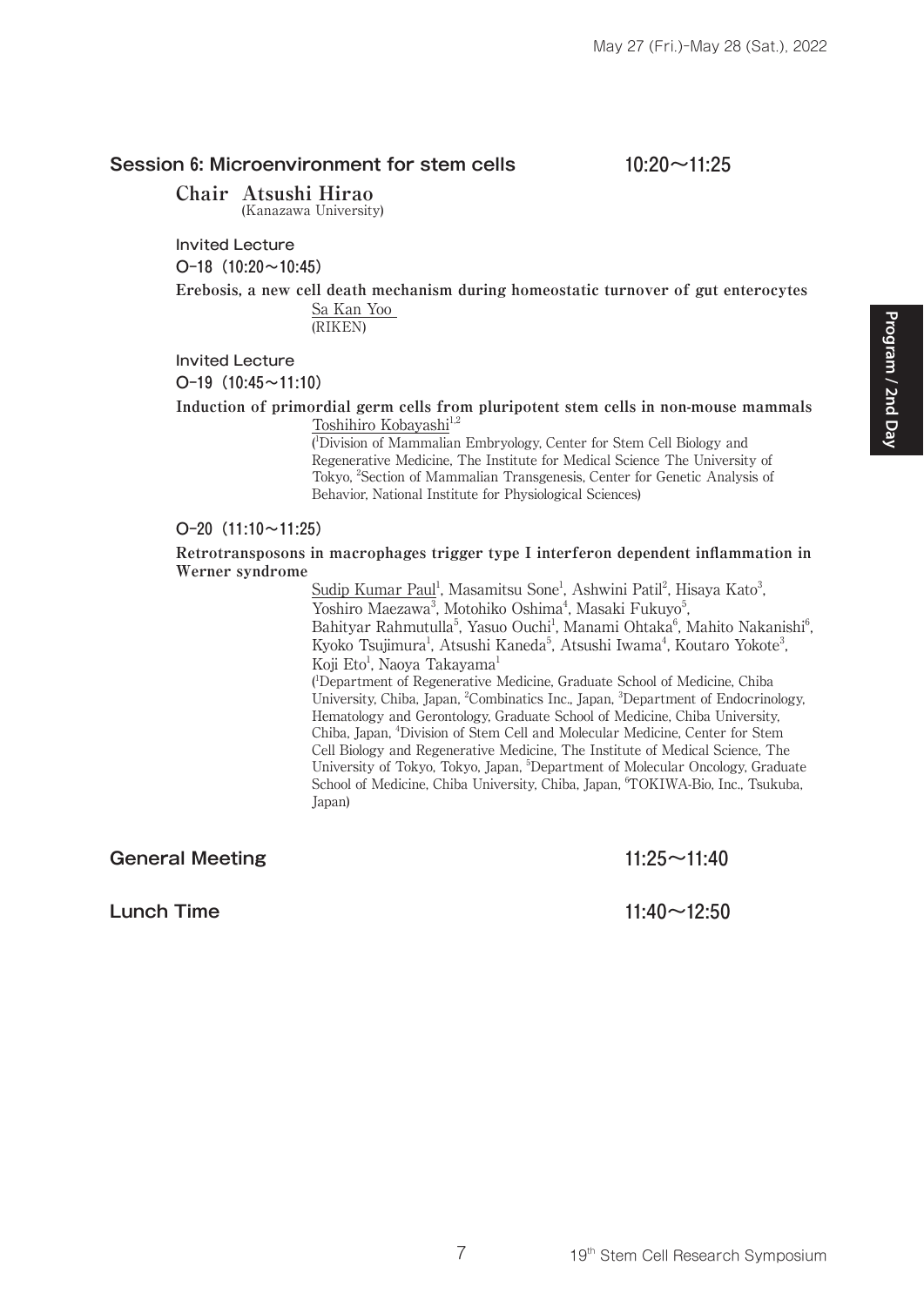## Session 6: Microenvironment for stem cells 10:20～11:25

**Chair Atsushi Hirao**
(Kanazawa University)

Invited Lecture

**O-18 (10:20～10:45)**

**Erebosis, a new cell death mechanism during homeostatic turnover of gut enterocytes**

Sa Kan Yoo
(RIKEN)

Invited Lecture

**O-19 (10:45～11:10)**

**Induction of primordial germ cells from pluripotent stem cells in non-mouse mammals**

Toshihiro Kobayashi[1,2]
([1]Division of Mammalian Embryology, Center for Stem Cell Biology and Regenerative Medicine, The Institute for Medical Science The University of Tokyo, [2]Section of Mammalian Transgenesis, Center for Genetic Analysis of Behavior, National Institute for Physiological Sciences)

**O-20 (11:10～11:25)**

**Retrotransposons in macrophages trigger type I interferon dependent inflammation in Werner syndrome**

Sudip Kumar Paul[1], Masamitsu Sone[1], Ashwini Patil[2], Hisaya Kato[3], Yoshiro Maezawa[3], Motohiko Oshima[4], Masaki Fukuyo[5], Bahityar Rahmutulla[5], Yasuo Ouchi[1], Manami Ohtaka[6], Mahito Nakanishi[6], Kyoko Tsujimura[1], Atsushi Kaneda[5], Atsushi Iwama[4], Koutaro Yokote[3], Koji Eto[1], Naoya Takayama[1]
([1]Department of Regenerative Medicine, Graduate School of Medicine, Chiba University, Chiba, Japan, [2]Combinatics Inc., Japan, [3]Department of Endocrinology, Hematology and Gerontology, Graduate School of Medicine, Chiba University, Chiba, Japan, [4]Division of Stem Cell and Molecular Medicine, Center for Stem Cell Biology and Regenerative Medicine, The Institute of Medical Science, The University of Tokyo, Tokyo, Japan, [5]Department of Molecular Oncology, Graduate School of Medicine, Chiba University, Chiba, Japan, [6]TOKIWA-Bio, Inc., Tsukuba, Japan)

## General Meeting 11:25～11:40

## Lunch Time 11:40～12:50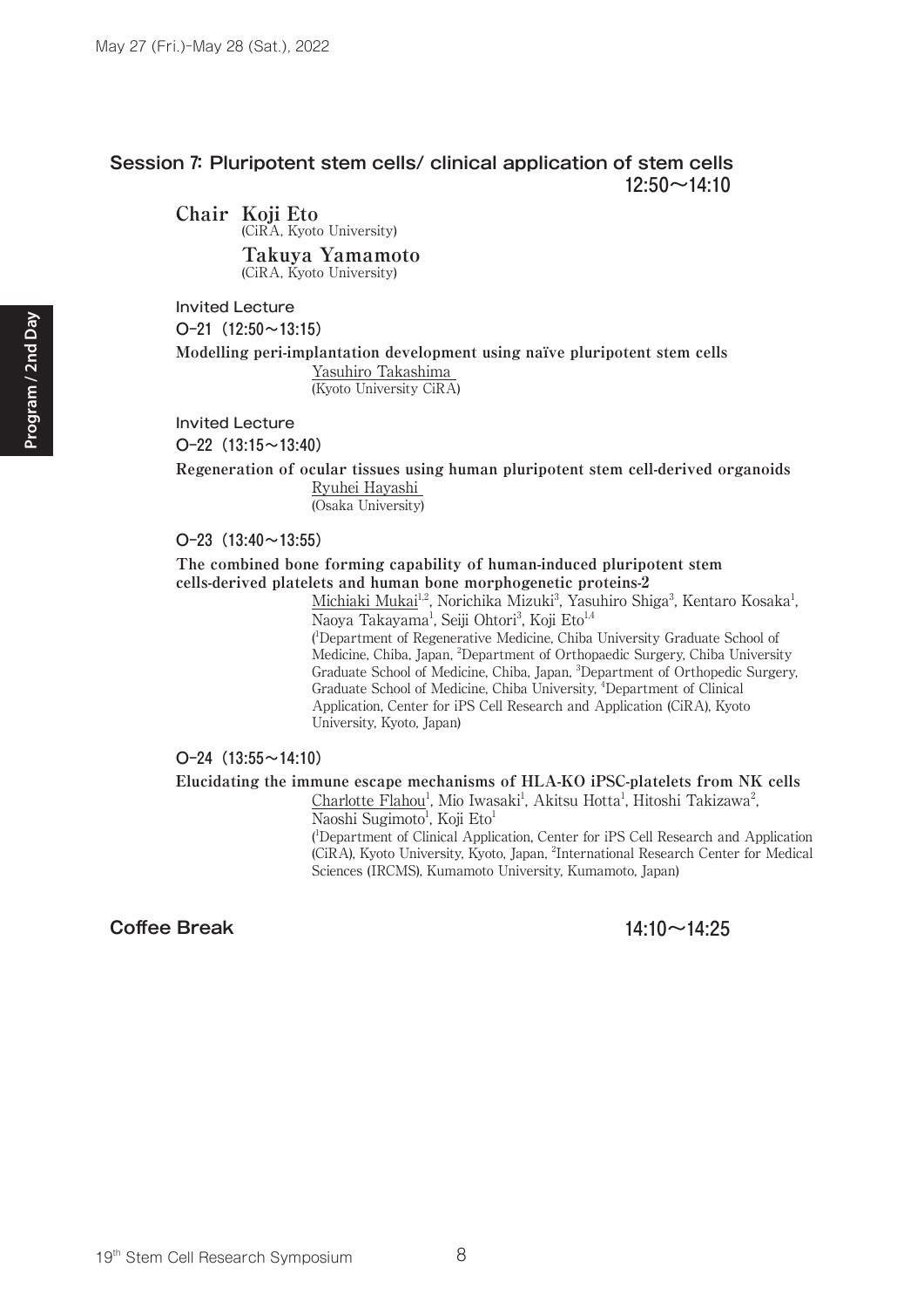## Session 7: Pluripotent stem cells/ clinical application of stem cells

12:50～14:10

**Chair Koji Eto**
(CiRA, Kyoto University)

**Takuya Yamamoto**
(CiRA, Kyoto University)

Invited Lecture

**O-21 (12:50～13:15)**

**Modelling peri-implantation development using naïve pluripotent stem cells**

Yasuhiro Takashima
(Kyoto University CiRA)

Invited Lecture

**O-22 (13:15～13:40)**

**Regeneration of ocular tissues using human pluripotent stem cell-derived organoids**

Ryuhei Hayashi
(Osaka University)

**O-23 (13:40～13:55)**

**The combined bone forming capability of human-induced pluripotent stem cells-derived platelets and human bone morphogenetic proteins-2**

Michiaki Mukai[1,2], Norichika Mizuki[3], Yasuhiro Shiga[3], Kentaro Kosaka[1], Naoya Takayama[1], Seiji Ohtori[3], Koji Eto[1,4]
([1]Department of Regenerative Medicine, Chiba University Graduate School of Medicine, Chiba, Japan, [2]Department of Orthopaedic Surgery, Chiba University Graduate School of Medicine, Chiba, Japan, [3]Department of Orthopedic Surgery, Graduate School of Medicine, Chiba University, [4]Department of Clinical Application, Center for iPS Cell Research and Application (CiRA), Kyoto University, Kyoto, Japan)

**O-24 (13:55～14:10)**

**Elucidating the immune escape mechanisms of HLA-KO iPSC-platelets from NK cells**

Charlotte Flahou[1], Mio Iwasaki[1], Akitsu Hotta[1], Hitoshi Takizawa[2], Naoshi Sugimoto[1], Koji Eto[1]
([1]Department of Clinical Application, Center for iPS Cell Research and Application (CiRA), Kyoto University, Kyoto, Japan, [2]International Research Center for Medical Sciences (IRCMS), Kumamoto University, Kumamoto, Japan)

## Coffee Break

14:10～14:25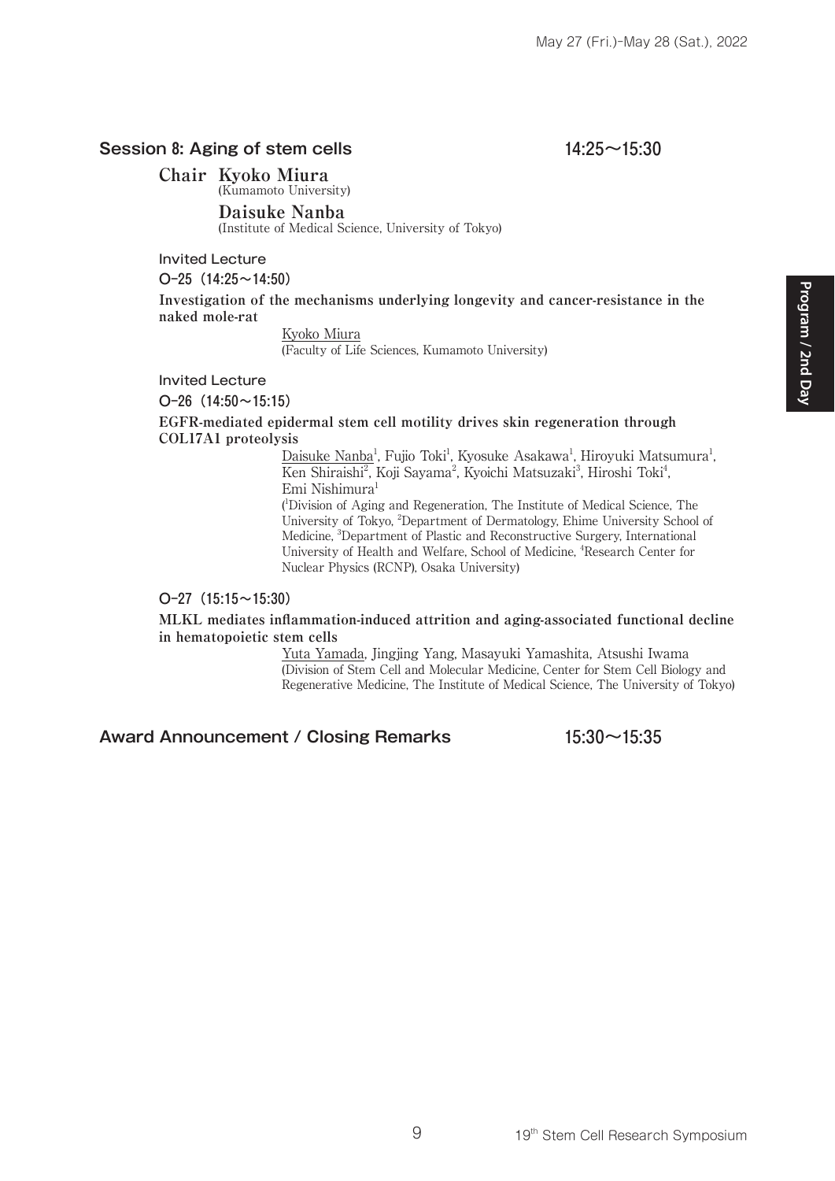## Session 8: Aging of stem cells 14:25～15:30

**Chair Kyoko Miura**
(Kumamoto University)

**Daisuke Nanba**
(Institute of Medical Science, University of Tokyo)

Invited Lecture

O-25 (14:25～14:50)

**Investigation of the mechanisms underlying longevity and cancer-resistance in the naked mole-rat**

Kyoko Miura
(Faculty of Life Sciences, Kumamoto University)

Invited Lecture

O-26 (14:50～15:15)

**EGFR-mediated epidermal stem cell motility drives skin regeneration through COL17A1 proteolysis**

Daisuke Nanba[1], Fujio Toki[1], Kyosuke Asakawa[1], Hiroyuki Matsumura[1], Ken Shiraishi[2], Koji Sayama[2], Kyoichi Matsuzaki[3], Hiroshi Toki[4], Emi Nishimura[1]
([1]Division of Aging and Regeneration, The Institute of Medical Science, The University of Tokyo, [2]Department of Dermatology, Ehime University School of Medicine, [3]Department of Plastic and Reconstructive Surgery, International University of Health and Welfare, School of Medicine, [4]Research Center for Nuclear Physics (RCNP), Osaka University)

O-27 (15:15～15:30)

**MLKL mediates inflammation-induced attrition and aging-associated functional decline in hematopoietic stem cells**

Yuta Yamada, Jingjing Yang, Masayuki Yamashita, Atsushi Iwama
(Division of Stem Cell and Molecular Medicine, Center for Stem Cell Biology and Regenerative Medicine, The Institute of Medical Science, The University of Tokyo)

## Award Announcement / Closing Remarks 15:30～15:35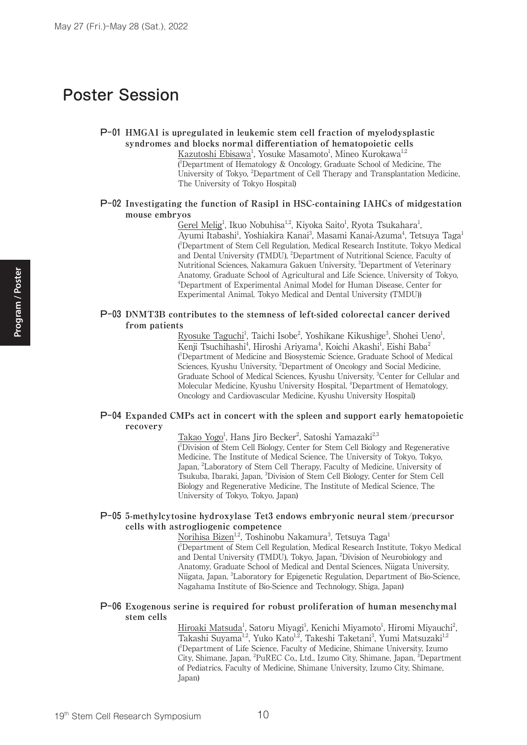# Poster Session

**P-01 HMGA1 is upregulated in leukemic stem cell fraction of myelodysplastic syndromes and blocks normal differentiation of hematopoietic cells**

Kazutoshi Ebisawa[1], Yosuke Masamoto[1], Mineo Kurokawa[1,2]
([1]Department of Hematology & Oncology, Graduate School of Medicine, The University of Tokyo, [2]Department of Cell Therapy and Transplantation Medicine, The University of Tokyo Hospital)

**P-02 Investigating the function of Rasip1 in HSC-containing IAHCs of midgestation mouse embryos**

Gerel Melig[1], Ikuo Nobuhisa[1,2], Kiyoka Saito[1], Ryota Tsukahara[1], Ayumi Itabashi[1], Yoshiakira Kanai[3], Masami Kanai-Azuma[4], Tetsuya Taga[1]
([1]Department of Stem Cell Regulation, Medical Research Institute, Tokyo Medical and Dental University (TMDU), [2]Department of Nutritional Science, Faculty of Nutritional Sciences, Nakamura Gakuen University, [3]Department of Veterinary Anatomy, Graduate School of Agricultural and Life Science, University of Tokyo, [4]Department of Experimental Animal Model for Human Disease, Center for Experimental Animal, Tokyo Medical and Dental University (TMDU))

**P-03 DNMT3B contributes to the stemness of left-sided colorectal cancer derived from patients**

Ryosuke Taguchi[1], Taichi Isobe[2], Yoshikane Kikushige[3], Shohei Ueno[1], Kenji Tsuchihashi[4], Hiroshi Ariyama[4], Koichi Akashi[1], Eishi Baba[2]
([1]Department of Medicine and Biosystemic Science, Graduate School of Medical Sciences, Kyushu University, [2]Department of Oncology and Social Medicine, Graduate School of Medical Sciences, Kyushu University, [3]Center for Cellular and Molecular Medicine, Kyushu University Hospital, [4]Department of Hematology, Oncology and Cardiovascular Medicine, Kyushu University Hospital)

**P-04 Expanded CMPs act in concert with the spleen and support early hematopoietic recovery**

Takao Yogo[1], Hans Jiro Becker[2], Satoshi Yamazaki[2,3]
([1]Division of Stem Cell Biology, Center for Stem Cell Biology and Regenerative Medicine, The Institute of Medical Science, The University of Tokyo, Tokyo, Japan, [2]Laboratory of Stem Cell Therapy, Faculty of Medicine, University of Tsukuba, Ibaraki, Japan, [3]Division of Stem Cell Biology, Center for Stem Cell Biology and Regenerative Medicine, The Institute of Medical Science, The University of Tokyo, Tokyo, Japan)

**P-05 5-methylcytosine hydroxylase Tet3 endows embryonic neural stem/precursor cells with astrogliogenic competence**

Norihisa Bizen[1,2], Toshinobu Nakamura[3], Tetsuya Taga[1]
([1]Department of Stem Cell Regulation, Medical Research Institute, Tokyo Medical and Dental University (TMDU), Tokyo, Japan, [2]Division of Neurobiology and Anatomy, Graduate School of Medical and Dental Sciences, Niigata University, Niigata, Japan, [3]Laboratory for Epigenetic Regulation, Department of Bio-Science, Nagahama Institute of Bio-Science and Technology, Shiga, Japan)

**P-06 Exogenous serine is required for robust proliferation of human mesenchymal stem cells**

Hiroaki Matsuda[1], Satoru Miyagi[1], Kenichi Miyamoto[1], Hiromi Miyauchi[2], Takashi Suyama[1,2], Yuko Kato[1,2], Takeshi Taketani[3], Yumi Matsuzaki[1,2]
([1]Department of Life Science, Faculty of Medicine, Shimane University, Izumo City, Shimane, Japan, [2]PuREC Co., Ltd., Izumo City, Shimane, Japan, [3]Department of Pediatrics, Faculty of Medicine, Shimane University, Izumo City, Shimane, Japan)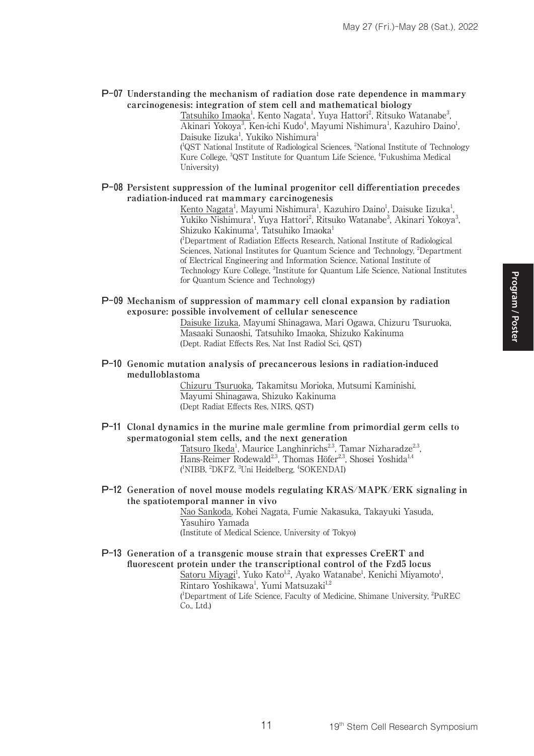**P-07 Understanding the mechanism of radiation dose rate dependence in mammary carcinogenesis: integration of stem cell and mathematical biology**

Tatsuhiko Imaoka[1], Kento Nagata[1], Yuya Hattori[2], Ritsuko Watanabe[3], Akinari Yokoya[3], Ken-ichi Kudo[4], Mayumi Nishimura[1], Kazuhiro Daino[1], Daisuke Iizuka[1], Yukiko Nishimura[1]

([1]QST National Institute of Radiological Sciences, [2]National Institute of Technology Kure College, [3]QST Institute for Quantum Life Science, [4]Fukushima Medical University)

**P-08 Persistent suppression of the luminal progenitor cell differentiation precedes radiation-induced rat mammary carcinogenesis**

Kento Nagata[1], Mayumi Nishimura[1], Kazuhiro Daino[1], Daisuke Iizuka[1], Yukiko Nishimura[1], Yuya Hattori[2], Ritsuko Watanabe[3], Akinari Yokoya[3], Shizuko Kakinuma[1], Tatsuhiko Imaoka[1]

([1]Department of Radiation Effects Research, National Institute of Radiological Sciences, National Institutes for Quantum Science and Technology, [2]Department of Electrical Engineering and Information Science, National Institute of Technology Kure College, [3]Institute for Quantum Life Science, National Institutes for Quantum Science and Technology)

**P-09 Mechanism of suppression of mammary cell clonal expansion by radiation exposure: possible involvement of cellular senescence**

Daisuke Iizuka, Mayumi Shinagawa, Mari Ogawa, Chizuru Tsuruoka, Masaaki Sunaoshi, Tatsuhiko Imaoka, Shizuko Kakinuma

(Dept. Radiat Effects Res, Nat Inst Radiol Sci, QST)

**P-10 Genomic mutation analysis of precancerous lesions in radiation-induced medulloblastoma**

Chizuru Tsuruoka, Takamitsu Morioka, Mutsumi Kaminishi, Mayumi Shinagawa, Shizuko Kakinuma

(Dept Radiat Effects Res, NIRS, QST)

**P-11 Clonal dynamics in the murine male germline from primordial germ cells to spermatogonial stem cells, and the next generation**

Tatsuro Ikeda[1], Maurice Langhinrichs[2,3], Tamar Nizharadze[2,3], Hans-Reimer Rodewald[2,3], Thomas Höfer[2,3], Shosei Yoshida[1,4]

([1]NIBB, [2]DKFZ, [3]Uni Heidelberg, [4]SOKENDAI)

**P-12 Generation of novel mouse models regulating KRAS/MAPK/ERK signaling in the spatiotemporal manner in vivo**

Nao Sankoda, Kohei Nagata, Fumie Nakasuka, Takayuki Yasuda, Yasuhiro Yamada

(Institute of Medical Science, University of Tokyo)

**P-13 Generation of a transgenic mouse strain that expresses CreERT and fluorescent protein under the transcriptional control of the Fzd5 locus**

Satoru Miyagi[1], Yuko Kato[1,2], Ayako Watanabe[1], Kenichi Miyamoto[1], Rintaro Yoshikawa[1], Yumi Matsuzaki[1,2]

([1]Department of Life Science, Faculty of Medicine, Shimane University, [2]PuREC Co., Ltd.)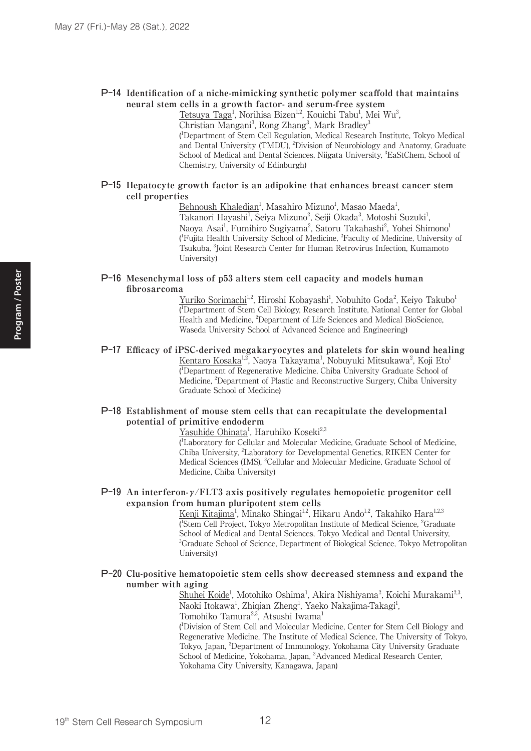**P-14 Identification of a niche-mimicking synthetic polymer scaffold that maintains neural stem cells in a growth factor- and serum-free system**

Tetsuya Taga[1], Norihisa Bizen[1,2], Kouichi Tabu[1], Mei Wu[3], Christian Mangani[3], Rong Zhang[3], Mark Bradley[3]
([1]Department of Stem Cell Regulation, Medical Research Institute, Tokyo Medical and Dental University (TMDU), [2]Division of Neurobiology and Anatomy, Graduate School of Medical and Dental Sciences, Niigata University, [3]EaStChem, School of Chemistry, University of Edinburgh)

**P-15 Hepatocyte growth factor is an adipokine that enhances breast cancer stem cell properties**

Behnoush Khaledian[1], Masahiro Mizuno[1], Masao Maeda[1], Takanori Hayashi[1], Seiya Mizuno[2], Seiji Okada[3], Motoshi Suzuki[1], Naoya Asai[1], Fumihiro Sugiyama[2], Satoru Takahashi[2], Yohei Shimono[1]
([1]Fujita Health University School of Medicine, [2]Faculty of Medicine, University of Tsukuba, [3]Joint Research Center for Human Retrovirus Infection, Kumamoto University)

**P-16 Mesenchymal loss of p53 alters stem cell capacity and models human fibrosarcoma**

Yuriko Sorimachi[1,2], Hiroshi Kobayashi[1], Nobuhito Goda[2], Keiyo Takubo[1]
([1]Department of Stem Cell Biology, Research Institute, National Center for Global Health and Medicine, [2]Department of Life Sciences and Medical BioScience, Waseda University School of Advanced Science and Engineering)

**P-17 Efficacy of iPSC-derived megakaryocytes and platelets for skin wound healing**

Kentaro Kosaka[1,2], Naoya Takayama[1], Nobuyuki Mitsukawa[2], Koji Eto[1]
([1]Department of Regenerative Medicine, Chiba University Graduate School of Medicine, [2]Department of Plastic and Reconstructive Surgery, Chiba University Graduate School of Medicine)

**P-18 Establishment of mouse stem cells that can recapitulate the developmental potential of primitive endoderm**

Yasuhide Ohinata[1], Haruhiko Koseki[2,3]
([1]Laboratory for Cellular and Molecular Medicine, Graduate School of Medicine, Chiba University, [2]Laboratory for Developmental Genetics, RIKEN Center for Medical Sciences (IMS), [3]Cellular and Molecular Medicine, Graduate School of Medicine, Chiba University)

**P-19 An interferon-γ/FLT3 axis positively regulates hemopoietic progenitor cell expansion from human pluripotent stem cells**

Kenji Kitajima[1], Minako Shingai[1,2], Hikaru Ando[1,2], Takahiko Hara[1,2,3]
([1]Stem Cell Project, Tokyo Metropolitan Institute of Medical Science, [2]Graduate School of Medical and Dental Sciences, Tokyo Medical and Dental University, [3]Graduate School of Science, Department of Biological Science, Tokyo Metropolitan University)

**P-20 Clu-positive hematopoietic stem cells show decreased stemness and expand the number with aging**

Shuhei Koide[1], Motohiko Oshima[1], Akira Nishiyama[2], Koichi Murakami[2,3], Naoki Itokawa[1], Zhiqian Zheng[1], Yaeko Nakajima-Takagi[1], Tomohiko Tamura[2,3], Atsushi Iwama[1]
([1]Division of Stem Cell and Molecular Medicine, Center for Stem Cell Biology and Regenerative Medicine, The Institute of Medical Science, The University of Tokyo, Tokyo, Japan, [2]Department of Immunology, Yokohama City University Graduate School of Medicine, Yokohama, Japan, [3]Advanced Medical Research Center, Yokohama City University, Kanagawa, Japan)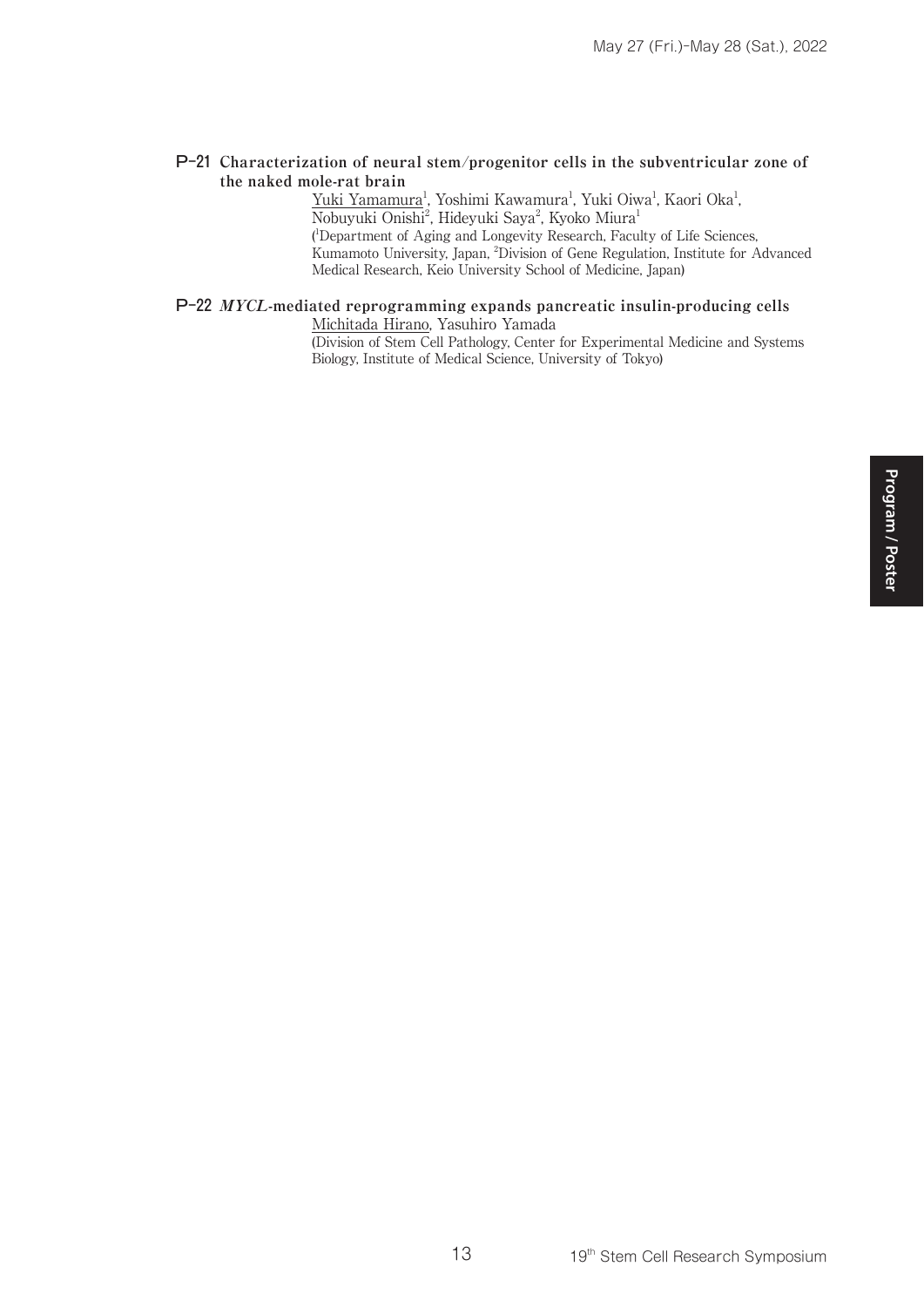**P-21 Characterization of neural stem/progenitor cells in the subventricular zone of the naked mole-rat brain**

Yuki Yamamura[1], Yoshimi Kawamura[1], Yuki Oiwa[1], Kaori Oka[1], Nobuyuki Onishi[2], Hideyuki Saya[2], Kyoko Miura[1]
([1]Department of Aging and Longevity Research, Faculty of Life Sciences, Kumamoto University, Japan, [2]Division of Gene Regulation, Institute for Advanced Medical Research, Keio University School of Medicine, Japan)

**P-22 *MYCL*-mediated reprogramming expands pancreatic insulin-producing cells**

Michitada Hirano, Yasuhiro Yamada
(Division of Stem Cell Pathology, Center for Experimental Medicine and Systems Biology, Institute of Medical Science, University of Tokyo)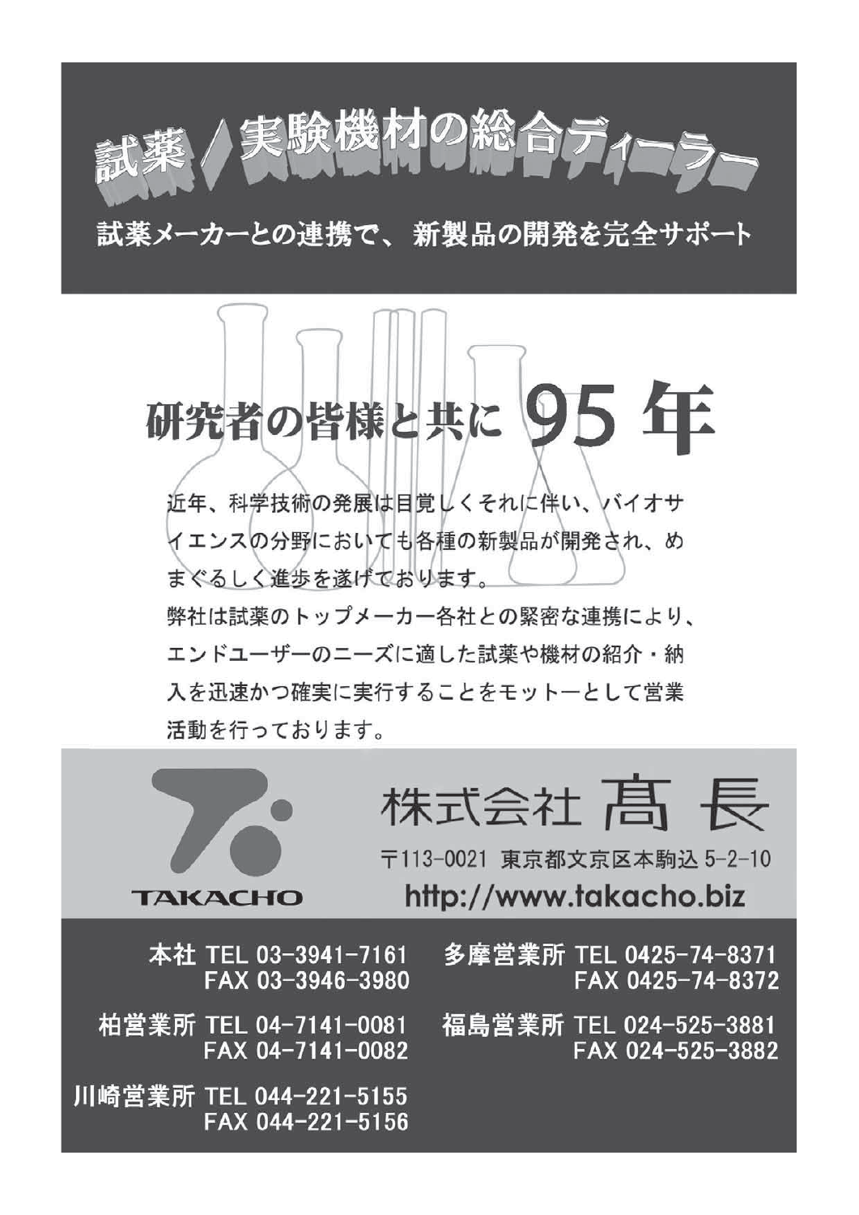# 試薬／実験機材の総合ディーラー

**試薬メーカーとの連携で、 新製品の開発を完全サポート**

## 研究者の皆様と共に 95 年

近年、科学技術の発展は目覚しくそれに伴い、バイオサイエンスの分野においても各種の新製品が開発され、めまぐるしく進歩を遂げております。

弊社は試薬のトップメーカー各社との緊密な連携により、エンドユーザーのニーズに適した試薬や機材の紹介・納入を迅速かつ確実に実行することをモットーとして営業活動を行っております。

TAKACHO

## 株式会社 髙 長

〒113-0021 東京都文京区本駒込 5-2-10

http://www.takacho.biz

本社 TEL 03-3941-7161
FAX 03-3946-3980

柏営業所 TEL 04-7141-0081
FAX 04-7141-0082

川崎営業所 TEL 044-221-5155
FAX 044-221-5156

多摩営業所 TEL 0425-74-8371
FAX 0425-74-8372

福島営業所 TEL 024-525-3881
FAX 024-525-3882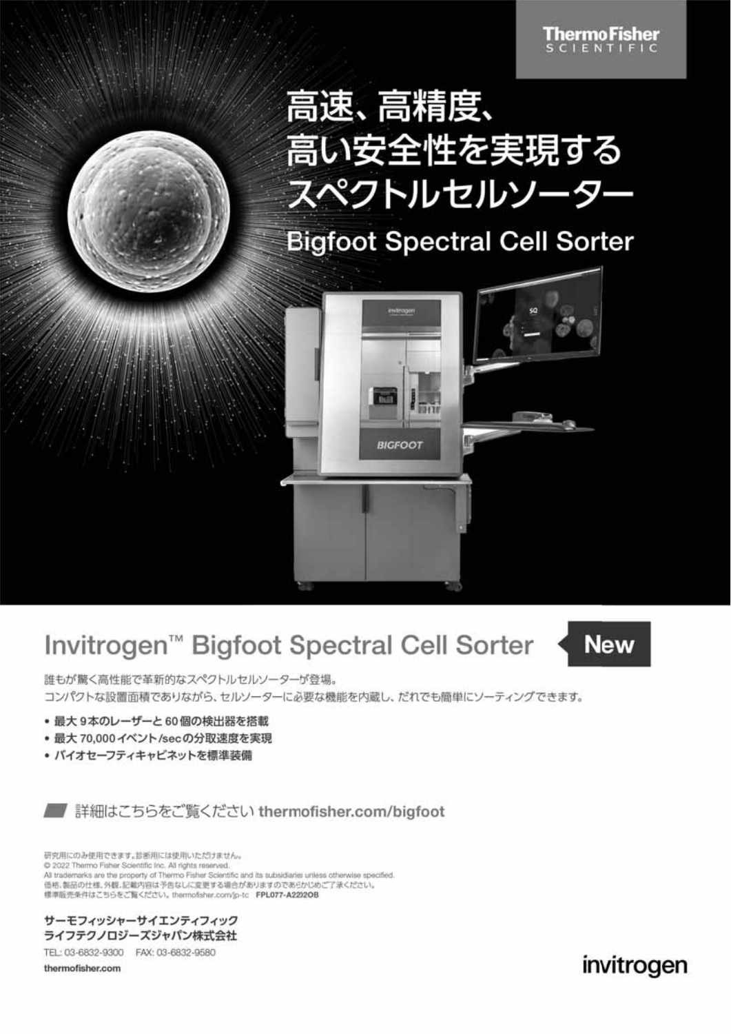Thermo Fisher SCIENTIFIC

# 高速、高精度、高い安全性を実現するスペクトルセルソーター

## Bigfoot Spectral Cell Sorter

## Invitrogen™ Bigfoot Spectral Cell Sorter

New

誰もが驚く高性能で革新的なスペクトルセルソーターが登場。
コンパクトな設置面積でありながら、セルソーターに必要な機能を内蔵し、だれでも簡単にソーティングできます。

- **最大 9本のレーザーと 60個の検出器を搭載**
- **最大 70,000イベント/secの分取速度を実現**
- **バイオセーフティキャビネットを標準装備**

詳細はこちらをご覧ください thermofisher.com/bigfoot

研究用にのみ使用できます。診断用には使用いただけません。
© 2022 Thermo Fisher Scientific Inc. All rights reserved.
All trademarks are the property of Thermo Fisher Scientific and its subsidiaries unless otherwise specified.
価格、製品の仕様、外観、記載内容は予告なしに変更する場合がありますのであらかじめご了承ください。
標準販売条件はこちらをご覧ください。thermofisher.com/jp-tc FPL077-A2202OB

**サーモフィッシャーサイエンティフィック**
**ライフテクノロジーズジャパン株式会社**

TEL: 03-6832-9300 FAX: 03-6832-9580

thermofisher.com

invitrogen